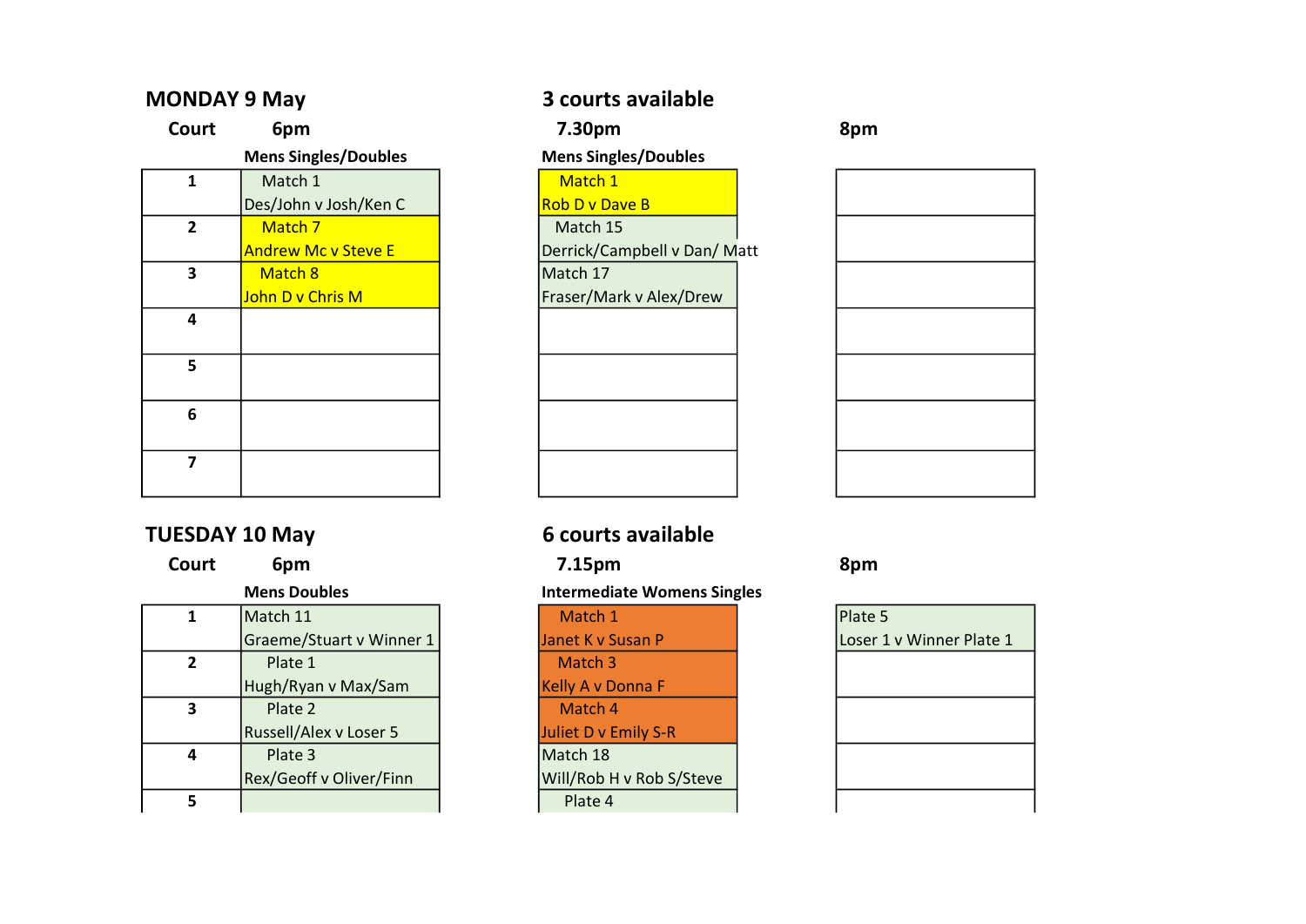## MONDAY 9 May

## 3 courts available

| Court | 6pm | 7.30pm | 8pm |
|---|---|---|---|
| | Mens Singles/Doubles | Mens Singles/Doubles | |
| 1 | Match 1<br>Des/John v Josh/Ken C | Match 1<br>Rob D v Dave B | |
| 2 | Match 7<br>Andrew Mc v Steve E | Match 15<br>Derrick/Campbell v Dan/ Matt | |
| 3 | Match 8<br>John D v Chris M | Match 17<br>Fraser/Mark v Alex/Drew | |
| 4 | | | |
| 5 | | | |
| 6 | | | |
| 7 | | | |

## TUESDAY 10 May

## 6 courts available

| Court | 6pm | 7.15pm | 8pm |
|---|---|---|---|
| | Mens Doubles | Intermediate Womens Singles | |
| 1 | Match 11<br>Graeme/Stuart v Winner 1 | Match 1<br>Janet K v Susan P | Plate 5<br>Loser 1 v Winner Plate 1 |
| 2 | Plate 1<br>Hugh/Ryan v Max/Sam | Match 3<br>Kelly A v Donna F | |
| 3 | Plate 2<br>Russell/Alex v Loser 5 | Match 4<br>Juliet D v Emily S-R | |
| 4 | Plate 3<br>Rex/Geoff v Oliver/Finn | Match 18<br>Will/Rob H v Rob S/Steve | |
| 5 | | Plate 4 | |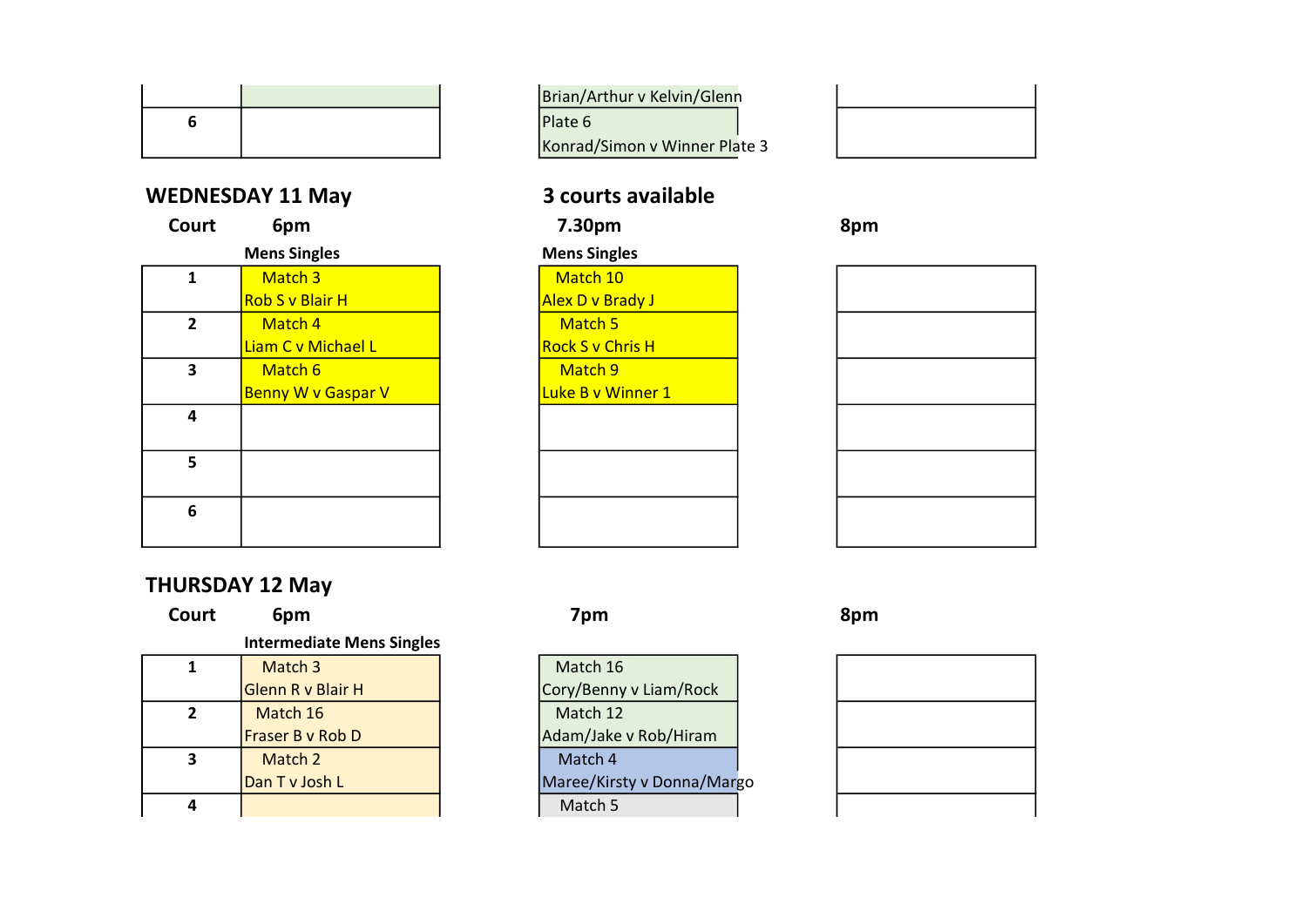| | | | |
|---|---|---|---|
| | | Brian/Arthur v Kelvin/Glenn | |
| 6 | | Plate 6<br>Konrad/Simon v Winner Plate 3 | |

**WEDNESDAY 11 May** — **3 courts available**

| Court | 6pm | 7.30pm | 8pm |
|---|---|---|---|
| | **Mens Singles** | **Mens Singles** | |
| 1 | Match 3<br>Rob S v Blair H | Match 10<br>Alex D v Brady J | |
| 2 | Match 4<br>Liam C v Michael L | Match 5<br>Rock S v Chris H | |
| 3 | Match 6<br>Benny W v Gaspar V | Match 9<br>Luke B v Winner 1 | |
| 4 | | | |
| 5 | | | |
| 6 | | | |

**THURSDAY 12 May**

| Court | 6pm | 7pm | 8pm |
|---|---|---|---|
| | **Intermediate Mens Singles** | | |
| 1 | Match 3<br>Glenn R v Blair H | Match 16<br>Cory/Benny v Liam/Rock | |
| 2 | Match 16<br>Fraser B v Rob D | Match 12<br>Adam/Jake v Rob/Hiram | |
| 3 | Match 2<br>Dan T v Josh L | Match 4<br>Maree/Kirsty v Donna/Margo | |
| 4 | | Match 5 | |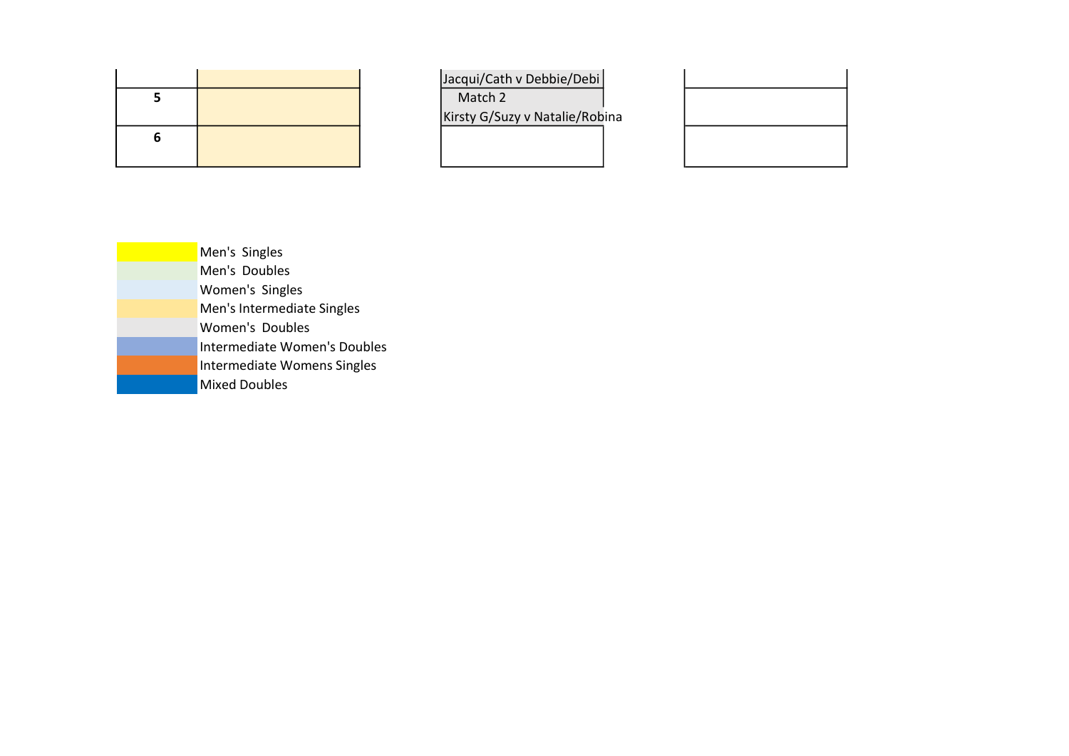| | | | |
|---|---|---|---|
| | | Jacqui/Cath v Debbie/Debi | |
| 5 | | Match 2<br>Kirsty G/Suzy v Natalie/Robina | |
| 6 | | | |

- Men's Singles
- Men's Doubles
- Women's Singles
- Men's Intermediate Singles
- Women's Doubles
- Intermediate Women's Doubles
- Intermediate Womens Singles
- Mixed Doubles